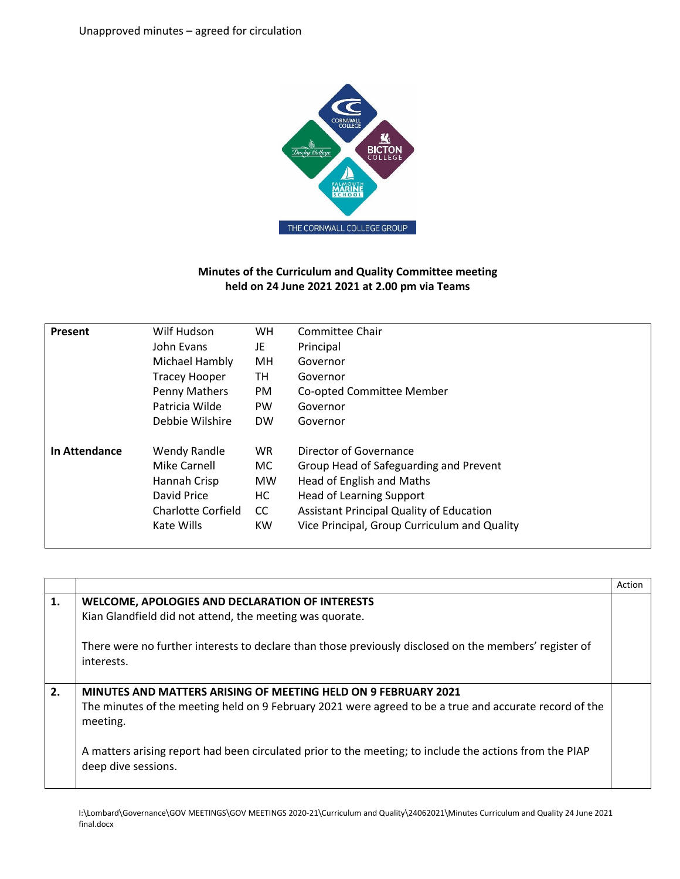Unapproved minutes – agreed for circulation

**Minutes of the Curriculum and Quality Committee meeting held on 24 June 2021 2021 at 2.00 pm via Teams**

| | | | |
|---|---|---|---|
| **Present** | Wilf Hudson | WH | Committee Chair |
| | John Evans | JE | Principal |
| | Michael Hambly | MH | Governor |
| | Tracey Hooper | TH | Governor |
| | Penny Mathers | PM | Co-opted Committee Member |
| | Patricia Wilde | PW | Governor |
| | Debbie Wilshire | DW | Governor |
| **In Attendance** | Wendy Randle | WR | Director of Governance |
| | Mike Carnell | MC | Group Head of Safeguarding and Prevent |
| | Hannah Crisp | MW | Head of English and Maths |
| | David Price | HC | Head of Learning Support |
| | Charlotte Corfield | CC | Assistant Principal Quality of Education |
| | Kate Wills | KW | Vice Principal, Group Curriculum and Quality |

| | | Action |
|---|---|---|
| **1.** | **WELCOME, APOLOGIES AND DECLARATION OF INTERESTS**<br>Kian Glandfield did not attend, the meeting was quorate.<br><br>There were no further interests to declare than those previously disclosed on the members' register of interests. | |
| **2.** | **MINUTES AND MATTERS ARISING OF MEETING HELD ON 9 FEBRUARY 2021**<br>The minutes of the meeting held on 9 February 2021 were agreed to be a true and accurate record of the meeting.<br><br>A matters arising report had been circulated prior to the meeting; to include the actions from the PIAP deep dive sessions. | |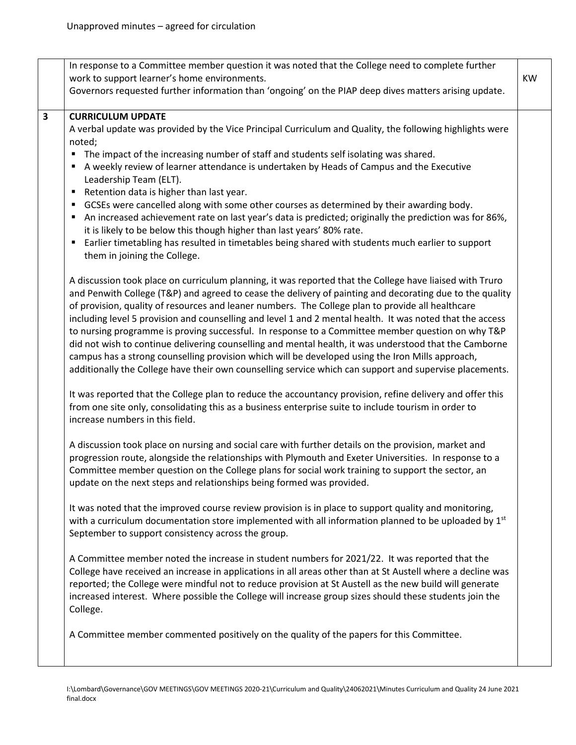Unapproved minutes – agreed for circulation

| | | |
|---|---|---|
| | In response to a Committee member question it was noted that the College need to complete further work to support learner's home environments.<br>Governors requested further information than 'ongoing' on the PIAP deep dives matters arising update. | KW |
| **3** | **CURRICULUM UPDATE**<br>A verbal update was provided by the Vice Principal Curriculum and Quality, the following highlights were noted;<br>▪ The impact of the increasing number of staff and students self isolating was shared.<br>▪ A weekly review of learner attendance is undertaken by Heads of Campus and the Executive Leadership Team (ELT).<br>▪ Retention data is higher than last year.<br>▪ GCSEs were cancelled along with some other courses as determined by their awarding body.<br>▪ An increased achievement rate on last year's data is predicted; originally the prediction was for 86%, it is likely to be below this though higher than last years' 80% rate.<br>▪ Earlier timetabling has resulted in timetables being shared with students much earlier to support them in joining the College.<br><br>A discussion took place on curriculum planning, it was reported that the College have liaised with Truro and Penwith College (T&P) and agreed to cease the delivery of painting and decorating due to the quality of provision, quality of resources and leaner numbers. The College plan to provide all healthcare including level 5 provision and counselling and level 1 and 2 mental health. It was noted that the access to nursing programme is proving successful. In response to a Committee member question on why T&P did not wish to continue delivering counselling and mental health, it was understood that the Camborne campus has a strong counselling provision which will be developed using the Iron Mills approach, additionally the College have their own counselling service which can support and supervise placements.<br><br>It was reported that the College plan to reduce the accountancy provision, refine delivery and offer this from one site only, consolidating this as a business enterprise suite to include tourism in order to increase numbers in this field.<br><br>A discussion took place on nursing and social care with further details on the provision, market and progression route, alongside the relationships with Plymouth and Exeter Universities. In response to a Committee member question on the College plans for social work training to support the sector, an update on the next steps and relationships being formed was provided.<br><br>It was noted that the improved course review provision is in place to support quality and monitoring, with a curriculum documentation store implemented with all information planned to be uploaded by 1st September to support consistency across the group.<br><br>A Committee member noted the increase in student numbers for 2021/22. It was reported that the College have received an increase in applications in all areas other than at St Austell where a decline was reported; the College were mindful not to reduce provision at St Austell as the new build will generate increased interest. Where possible the College will increase group sizes should these students join the College.<br><br>A Committee member commented positively on the quality of the papers for this Committee. | |

I:\Lombard\Governance\GOV MEETINGS\GOV MEETINGS 2020-21\Curriculum and Quality\24062021\Minutes Curriculum and Quality 24 June 2021 final.docx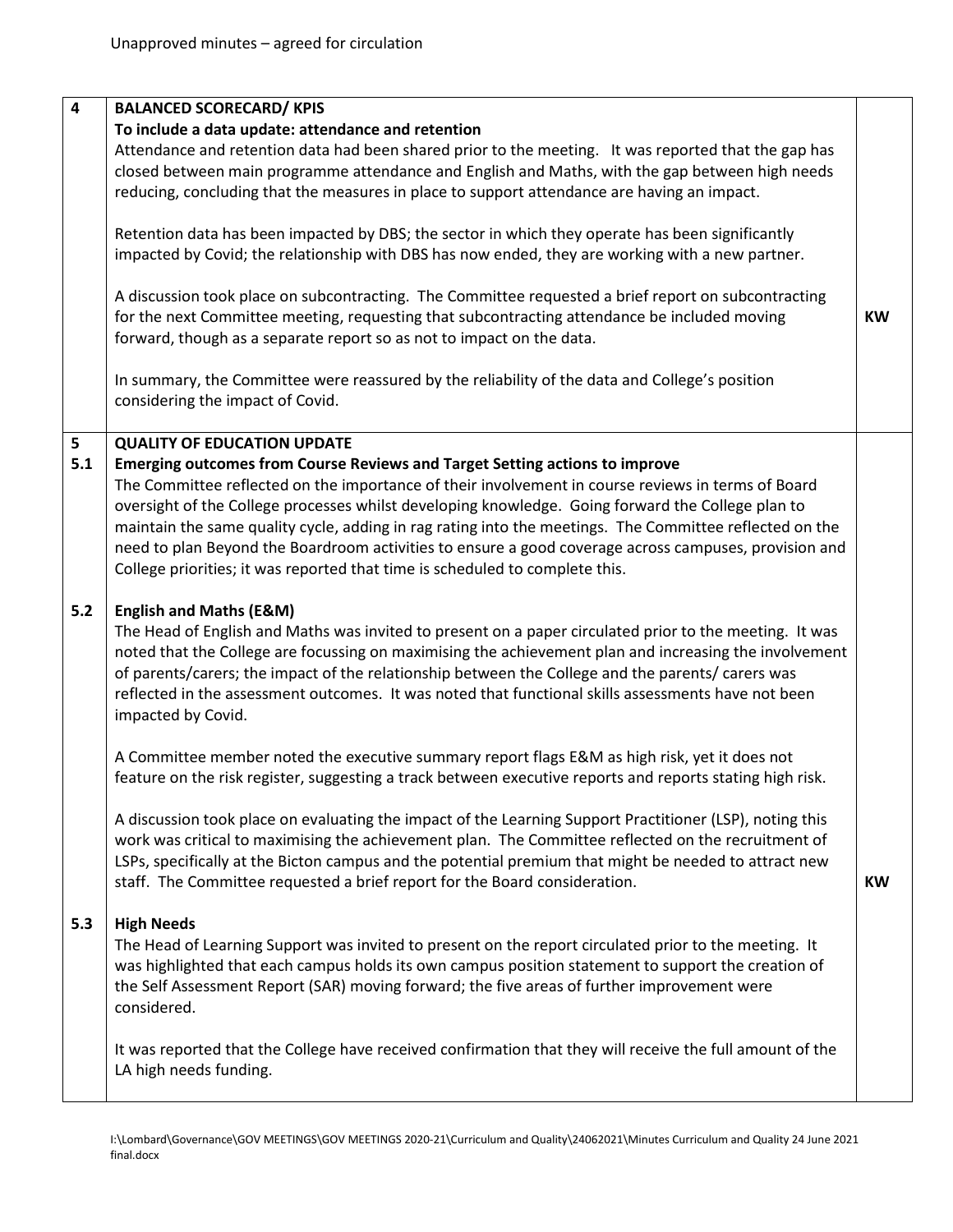Unapproved minutes – agreed for circulation

| | | |
|---|---|---|
| **4** | **BALANCED SCORECARD/ KPIS**<br>**To include a data update: attendance and retention**<br>Attendance and retention data had been shared prior to the meeting. It was reported that the gap has closed between main programme attendance and English and Maths, with the gap between high needs reducing, concluding that the measures in place to support attendance are having an impact.<br><br>Retention data has been impacted by DBS; the sector in which they operate has been significantly impacted by Covid; the relationship with DBS has now ended, they are working with a new partner.<br><br>A discussion took place on subcontracting. The Committee requested a brief report on subcontracting for the next Committee meeting, requesting that subcontracting attendance be included moving forward, though as a separate report so as not to impact on the data.<br><br>In summary, the Committee were reassured by the reliability of the data and College's position considering the impact of Covid. | **KW** |
| **5**<br>**5.1** | **QUALITY OF EDUCATION UPDATE**<br>**Emerging outcomes from Course Reviews and Target Setting actions to improve**<br>The Committee reflected on the importance of their involvement in course reviews in terms of Board oversight of the College processes whilst developing knowledge. Going forward the College plan to maintain the same quality cycle, adding in rag rating into the meetings. The Committee reflected on the need to plan Beyond the Boardroom activities to ensure a good coverage across campuses, provision and College priorities; it was reported that time is scheduled to complete this. | |
| **5.2** | **English and Maths (E&M)**<br>The Head of English and Maths was invited to present on a paper circulated prior to the meeting. It was noted that the College are focussing on maximising the achievement plan and increasing the involvement of parents/carers; the impact of the relationship between the College and the parents/ carers was reflected in the assessment outcomes. It was noted that functional skills assessments have not been impacted by Covid.<br><br>A Committee member noted the executive summary report flags E&M as high risk, yet it does not feature on the risk register, suggesting a track between executive reports and reports stating high risk.<br><br>A discussion took place on evaluating the impact of the Learning Support Practitioner (LSP), noting this work was critical to maximising the achievement plan. The Committee reflected on the recruitment of LSPs, specifically at the Bicton campus and the potential premium that might be needed to attract new staff. The Committee requested a brief report for the Board consideration. | **KW** |
| **5.3** | **High Needs**<br>The Head of Learning Support was invited to present on the report circulated prior to the meeting. It was highlighted that each campus holds its own campus position statement to support the creation of the Self Assessment Report (SAR) moving forward; the five areas of further improvement were considered.<br><br>It was reported that the College have received confirmation that they will receive the full amount of the LA high needs funding. | |

I:\Lombard\Governance\GOV MEETINGS\GOV MEETINGS 2020-21\Curriculum and Quality\24062021\Minutes Curriculum and Quality 24 June 2021 final.docx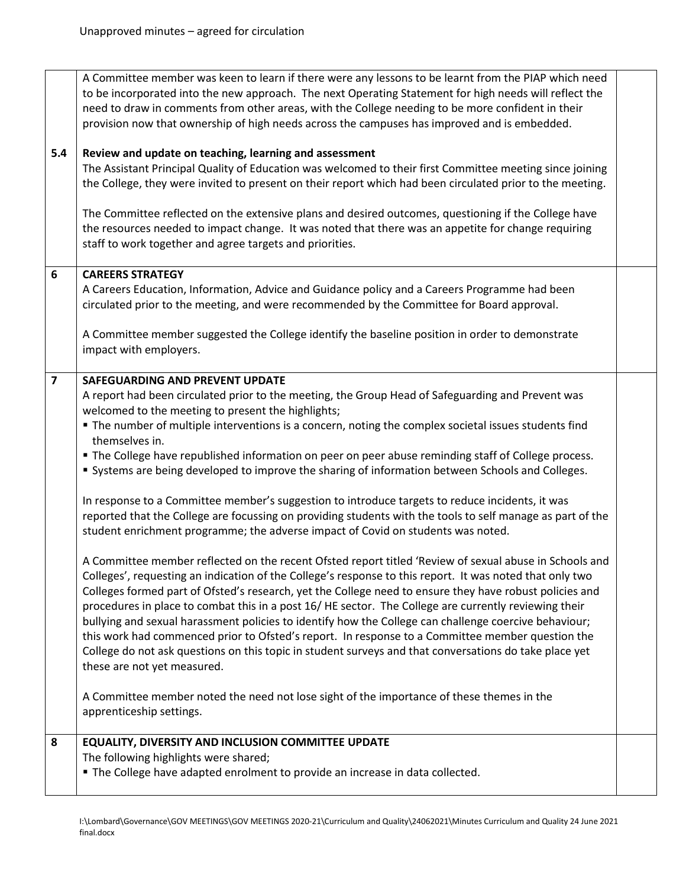Unapproved minutes – agreed for circulation

| | | |
|---|---|---|
| | A Committee member was keen to learn if there were any lessons to be learnt from the PIAP which need to be incorporated into the new approach. The next Operating Statement for high needs will reflect the need to draw in comments from other areas, with the College needing to be more confident in their provision now that ownership of high needs across the campuses has improved and is embedded. | |
| **5.4** | **Review and update on teaching, learning and assessment**<br>The Assistant Principal Quality of Education was welcomed to their first Committee meeting since joining the College, they were invited to present on their report which had been circulated prior to the meeting.<br><br>The Committee reflected on the extensive plans and desired outcomes, questioning if the College have the resources needed to impact change. It was noted that there was an appetite for change requiring staff to work together and agree targets and priorities. | |
| **6** | **CAREERS STRATEGY**<br>A Careers Education, Information, Advice and Guidance policy and a Careers Programme had been circulated prior to the meeting, and were recommended by the Committee for Board approval.<br><br>A Committee member suggested the College identify the baseline position in order to demonstrate impact with employers. | |
| **7** | **SAFEGUARDING AND PREVENT UPDATE**<br>A report had been circulated prior to the meeting, the Group Head of Safeguarding and Prevent was welcomed to the meeting to present the highlights;<br>▪ The number of multiple interventions is a concern, noting the complex societal issues students find themselves in.<br>▪ The College have republished information on peer on peer abuse reminding staff of College process.<br>▪ Systems are being developed to improve the sharing of information between Schools and Colleges.<br><br>In response to a Committee member's suggestion to introduce targets to reduce incidents, it was reported that the College are focussing on providing students with the tools to self manage as part of the student enrichment programme; the adverse impact of Covid on students was noted.<br><br>A Committee member reflected on the recent Ofsted report titled 'Review of sexual abuse in Schools and Colleges', requesting an indication of the College's response to this report. It was noted that only two Colleges formed part of Ofsted's research, yet the College need to ensure they have robust policies and procedures in place to combat this in a post 16/ HE sector. The College are currently reviewing their bullying and sexual harassment policies to identify how the College can challenge coercive behaviour; this work had commenced prior to Ofsted's report. In response to a Committee member question the College do not ask questions on this topic in student surveys and that conversations do take place yet these are not yet measured.<br><br>A Committee member noted the need not lose sight of the importance of these themes in the apprenticeship settings. | |
| **8** | **EQUALITY, DIVERSITY AND INCLUSION COMMITTEE UPDATE**<br>The following highlights were shared;<br>▪ The College have adapted enrolment to provide an increase in data collected. | |

I:\Lombard\Governance\GOV MEETINGS\GOV MEETINGS 2020-21\Curriculum and Quality\24062021\Minutes Curriculum and Quality 24 June 2021 final.docx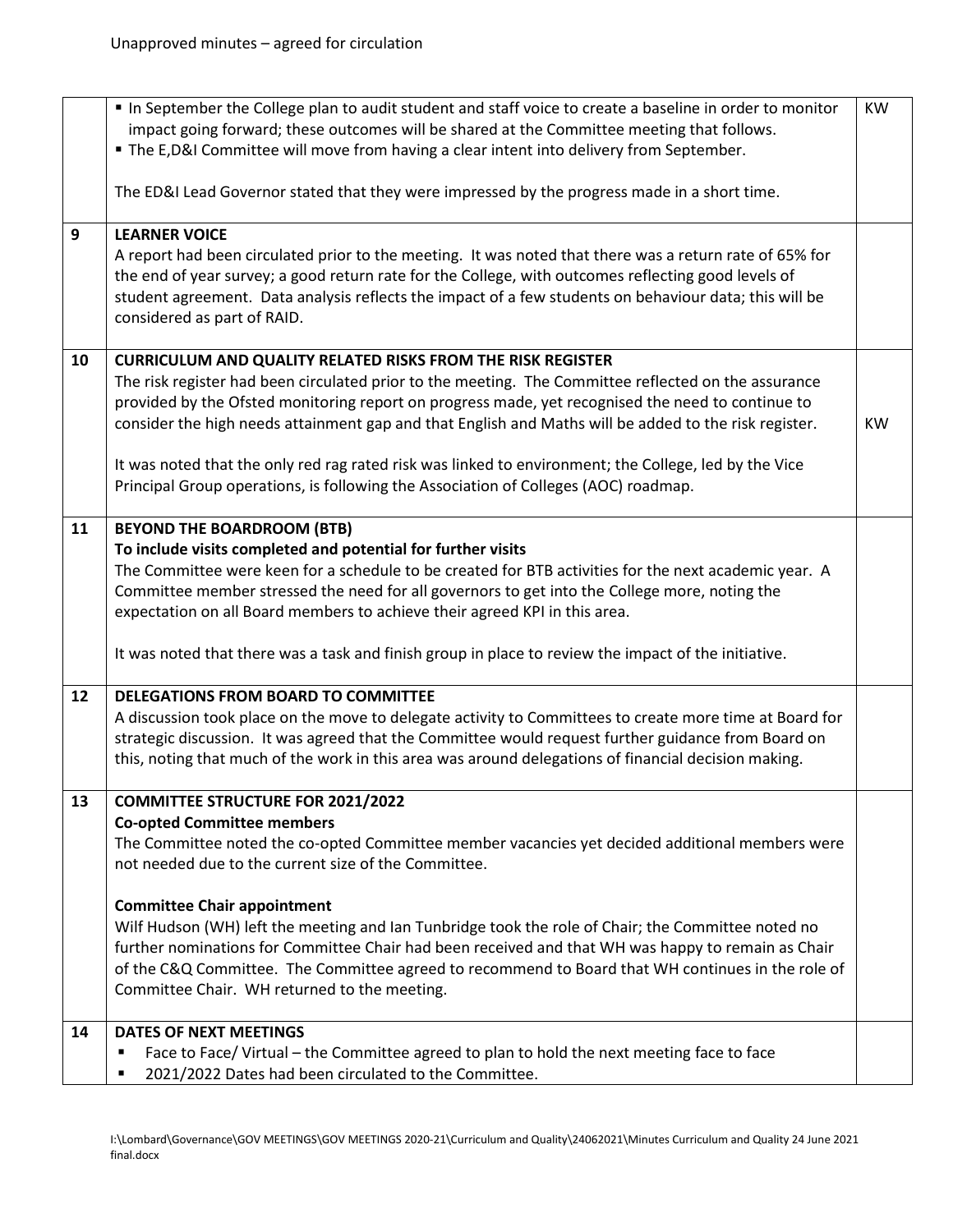Unapproved minutes – agreed for circulation

| | | |
|---|---|---|
| | ▪ In September the College plan to audit student and staff voice to create a baseline in order to monitor impact going forward; these outcomes will be shared at the Committee meeting that follows.<br>▪ The E,D&I Committee will move from having a clear intent into delivery from September.<br><br>The ED&I Lead Governor stated that they were impressed by the progress made in a short time. | KW |
| 9 | **LEARNER VOICE**<br>A report had been circulated prior to the meeting. It was noted that there was a return rate of 65% for the end of year survey; a good return rate for the College, with outcomes reflecting good levels of student agreement. Data analysis reflects the impact of a few students on behaviour data; this will be considered as part of RAID. | |
| 10 | **CURRICULUM AND QUALITY RELATED RISKS FROM THE RISK REGISTER**<br>The risk register had been circulated prior to the meeting. The Committee reflected on the assurance provided by the Ofsted monitoring report on progress made, yet recognised the need to continue to consider the high needs attainment gap and that English and Maths will be added to the risk register.<br><br>It was noted that the only red rag rated risk was linked to environment; the College, led by the Vice Principal Group operations, is following the Association of Colleges (AOC) roadmap. | KW |
| 11 | **BEYOND THE BOARDROOM (BTB)**<br>**To include visits completed and potential for further visits**<br>The Committee were keen for a schedule to be created for BTB activities for the next academic year. A Committee member stressed the need for all governors to get into the College more, noting the expectation on all Board members to achieve their agreed KPI in this area.<br><br>It was noted that there was a task and finish group in place to review the impact of the initiative. | |
| 12 | **DELEGATIONS FROM BOARD TO COMMITTEE**<br>A discussion took place on the move to delegate activity to Committees to create more time at Board for strategic discussion. It was agreed that the Committee would request further guidance from Board on this, noting that much of the work in this area was around delegations of financial decision making. | |
| 13 | **COMMITTEE STRUCTURE FOR 2021/2022**<br>**Co-opted Committee members**<br>The Committee noted the co-opted Committee member vacancies yet decided additional members were not needed due to the current size of the Committee.<br><br>**Committee Chair appointment**<br>Wilf Hudson (WH) left the meeting and Ian Tunbridge took the role of Chair; the Committee noted no further nominations for Committee Chair had been received and that WH was happy to remain as Chair of the C&Q Committee. The Committee agreed to recommend to Board that WH continues in the role of Committee Chair. WH returned to the meeting. | |
| 14 | **DATES OF NEXT MEETINGS**<br>▪ Face to Face/ Virtual – the Committee agreed to plan to hold the next meeting face to face<br>▪ 2021/2022 Dates had been circulated to the Committee. | |

I:\Lombard\Governance\GOV MEETINGS\GOV MEETINGS 2020-21\Curriculum and Quality\24062021\Minutes Curriculum and Quality 24 June 2021 final.docx